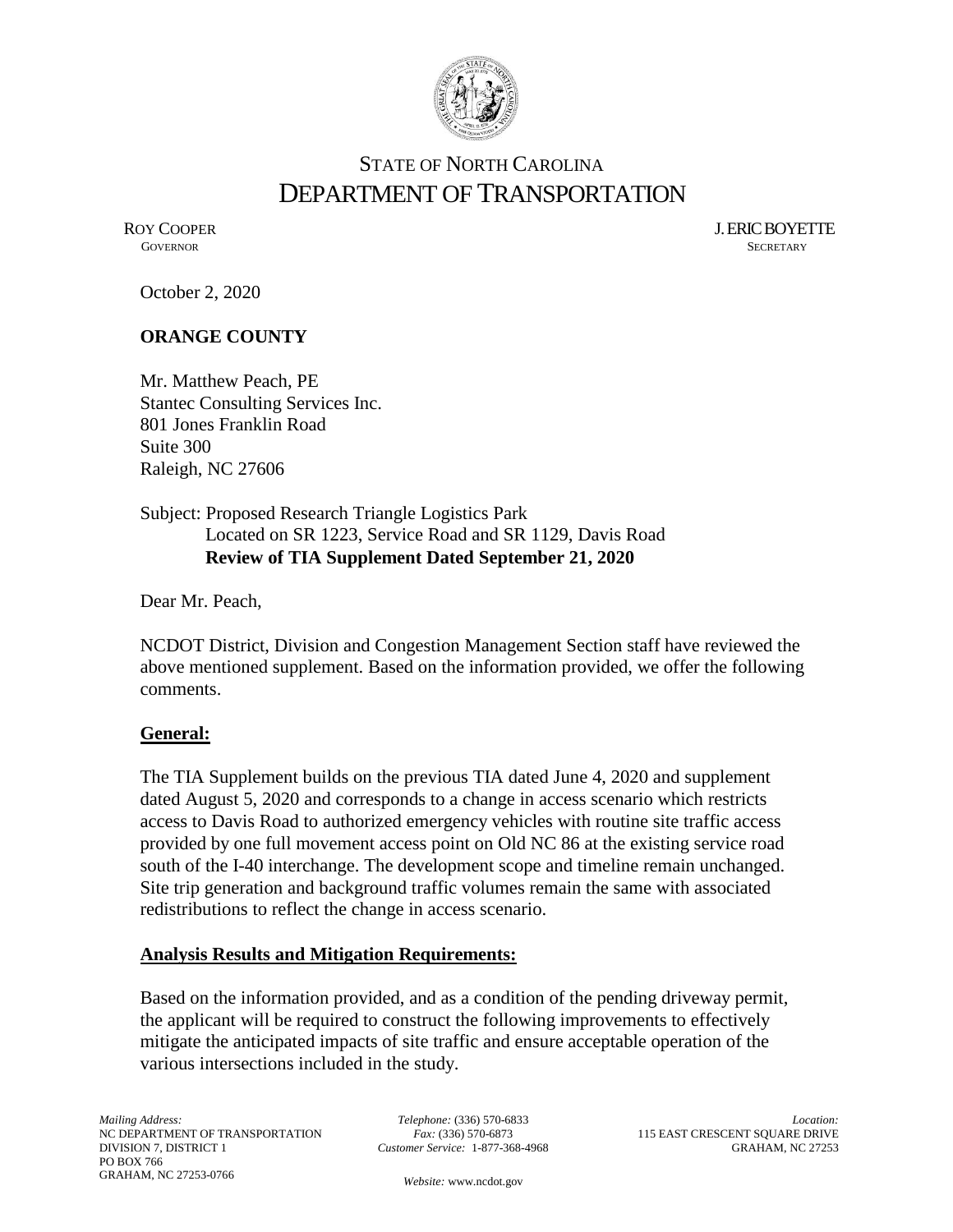# STATE OF NORTH CAROLINA
# DEPARTMENT OF TRANSPORTATION

ROY COOPER
GOVERNOR

J. ERIC BOYETTE
SECRETARY

October 2, 2020

**ORANGE COUNTY**

Mr. Matthew Peach, PE
Stantec Consulting Services Inc.
801 Jones Franklin Road
Suite 300
Raleigh, NC 27606

Subject: Proposed Research Triangle Logistics Park
Located on SR 1223, Service Road and SR 1129, Davis Road
**Review of TIA Supplement Dated September 21, 2020**

Dear Mr. Peach,

NCDOT District, Division and Congestion Management Section staff have reviewed the above mentioned supplement. Based on the information provided, we offer the following comments.

## General:

The TIA Supplement builds on the previous TIA dated June 4, 2020 and supplement dated August 5, 2020 and corresponds to a change in access scenario which restricts access to Davis Road to authorized emergency vehicles with routine site traffic access provided by one full movement access point on Old NC 86 at the existing service road south of the I-40 interchange. The development scope and timeline remain unchanged. Site trip generation and background traffic volumes remain the same with associated redistributions to reflect the change in access scenario.

## Analysis Results and Mitigation Requirements:

Based on the information provided, and as a condition of the pending driveway permit, the applicant will be required to construct the following improvements to effectively mitigate the anticipated impacts of site traffic and ensure acceptable operation of the various intersections included in the study.

*Mailing Address:*
NC DEPARTMENT OF TRANSPORTATION
DIVISION 7, DISTRICT 1
PO BOX 766
GRAHAM, NC 27253-0766

*Telephone:* (336) 570-6833
*Fax:* (336) 570-6873
*Customer Service:* 1-877-368-4968

*Website:* www.ncdot.gov

*Location:*
115 EAST CRESCENT SQUARE DRIVE
GRAHAM, NC 27253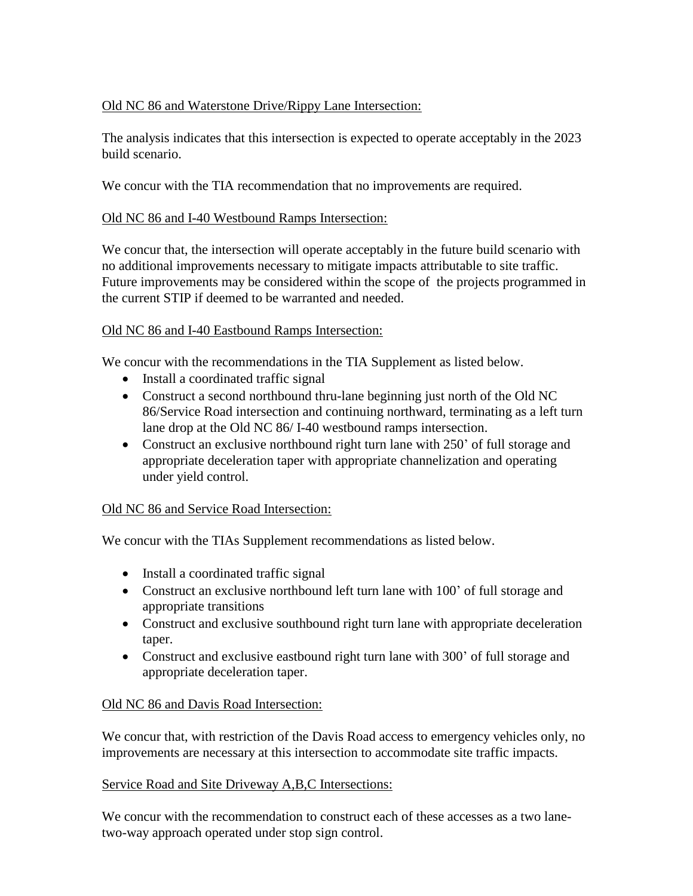<u>Old NC 86 and Waterstone Drive/Rippy Lane Intersection:</u>

The analysis indicates that this intersection is expected to operate acceptably in the 2023 build scenario.

We concur with the TIA recommendation that no improvements are required.

<u>Old NC 86 and I-40 Westbound Ramps Intersection:</u>

We concur that, the intersection will operate acceptably in the future build scenario with no additional improvements necessary to mitigate impacts attributable to site traffic. Future improvements may be considered within the scope of  the projects programmed in the current STIP if deemed to be warranted and needed.

<u>Old NC 86 and I-40 Eastbound Ramps Intersection:</u>

We concur with the recommendations in the TIA Supplement as listed below.

- Install a coordinated traffic signal
- Construct a second northbound thru-lane beginning just north of the Old NC 86/Service Road intersection and continuing northward, terminating as a left turn lane drop at the Old NC 86/ I-40 westbound ramps intersection.
- Construct an exclusive northbound right turn lane with 250' of full storage and appropriate deceleration taper with appropriate channelization and operating under yield control.

<u>Old NC 86 and Service Road Intersection:</u>

We concur with the TIAs Supplement recommendations as listed below.

- Install a coordinated traffic signal
- Construct an exclusive northbound left turn lane with 100' of full storage and appropriate transitions
- Construct and exclusive southbound right turn lane with appropriate deceleration taper.
- Construct and exclusive eastbound right turn lane with 300' of full storage and appropriate deceleration taper.

<u>Old NC 86 and Davis Road Intersection:</u>

We concur that, with restriction of the Davis Road access to emergency vehicles only, no improvements are necessary at this intersection to accommodate site traffic impacts.

<u>Service Road and Site Driveway A,B,C Intersections:</u>

We concur with the recommendation to construct each of these accesses as a two lane-two-way approach operated under stop sign control.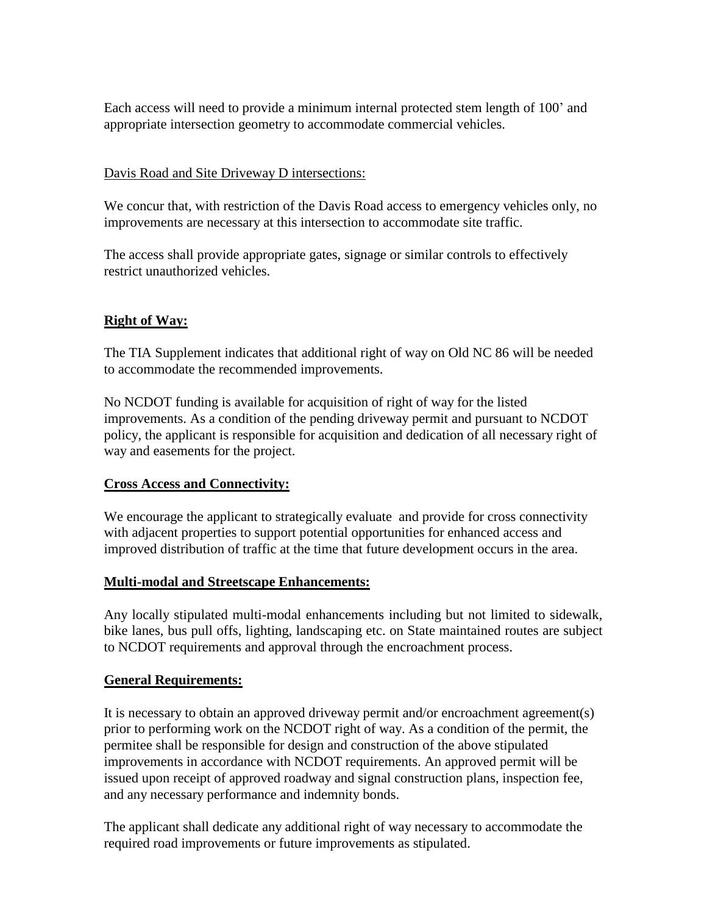Each access will need to provide a minimum internal protected stem length of 100' and appropriate intersection geometry to accommodate commercial vehicles.

Davis Road and Site Driveway D intersections:

We concur that, with restriction of the Davis Road access to emergency vehicles only, no improvements are necessary at this intersection to accommodate site traffic.

The access shall provide appropriate gates, signage or similar controls to effectively restrict unauthorized vehicles.

**Right of Way:**

The TIA Supplement indicates that additional right of way on Old NC 86 will be needed to accommodate the recommended improvements.

No NCDOT funding is available for acquisition of right of way for the listed improvements. As a condition of the pending driveway permit and pursuant to NCDOT policy, the applicant is responsible for acquisition and dedication of all necessary right of way and easements for the project.

**Cross Access and Connectivity:**

We encourage the applicant to strategically evaluate and provide for cross connectivity with adjacent properties to support potential opportunities for enhanced access and improved distribution of traffic at the time that future development occurs in the area.

**Multi-modal and Streetscape Enhancements:**

Any locally stipulated multi-modal enhancements including but not limited to sidewalk, bike lanes, bus pull offs, lighting, landscaping etc. on State maintained routes are subject to NCDOT requirements and approval through the encroachment process.

**General Requirements:**

It is necessary to obtain an approved driveway permit and/or encroachment agreement(s) prior to performing work on the NCDOT right of way. As a condition of the permit, the permitee shall be responsible for design and construction of the above stipulated improvements in accordance with NCDOT requirements. An approved permit will be issued upon receipt of approved roadway and signal construction plans, inspection fee, and any necessary performance and indemnity bonds.

The applicant shall dedicate any additional right of way necessary to accommodate the required road improvements or future improvements as stipulated.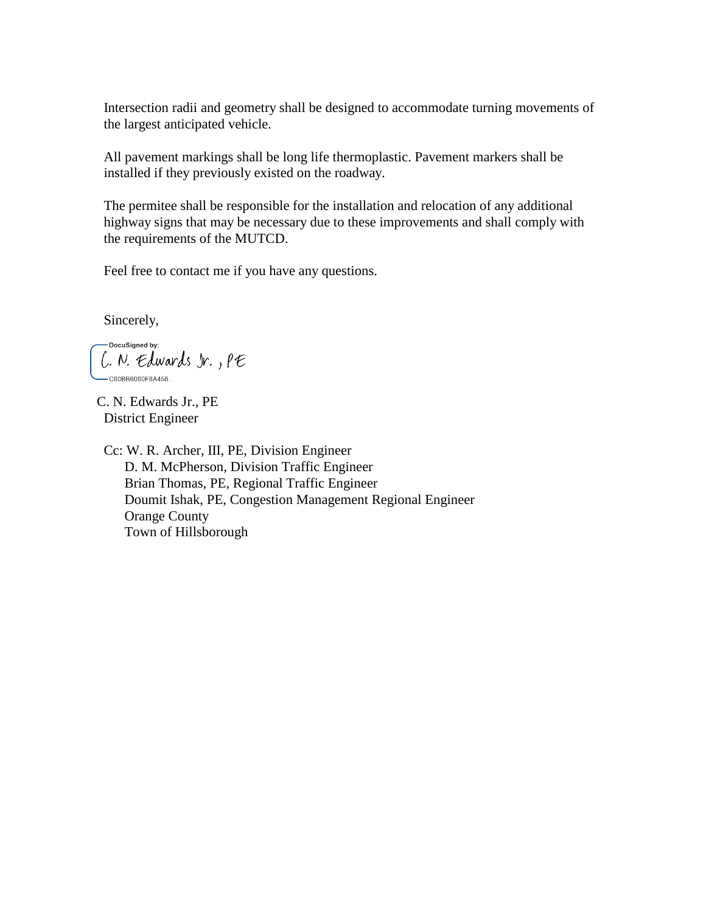Intersection radii and geometry shall be designed to accommodate turning movements of the largest anticipated vehicle.

All pavement markings shall be long life thermoplastic. Pavement markers shall be installed if they previously existed on the roadway.

The permitee shall be responsible for the installation and relocation of any additional highway signs that may be necessary due to these improvements and shall comply with the requirements of the MUTCD.

Feel free to contact me if you have any questions.

Sincerely,

DocuSigned by:
C. N. Edwards Jr., PE
C60BB6060F8A458...

C. N. Edwards Jr., PE
District Engineer

Cc: W. R. Archer, III, PE, Division Engineer
D. M. McPherson, Division Traffic Engineer
Brian Thomas, PE, Regional Traffic Engineer
Doumit Ishak, PE, Congestion Management Regional Engineer
Orange County
Town of Hillsborough